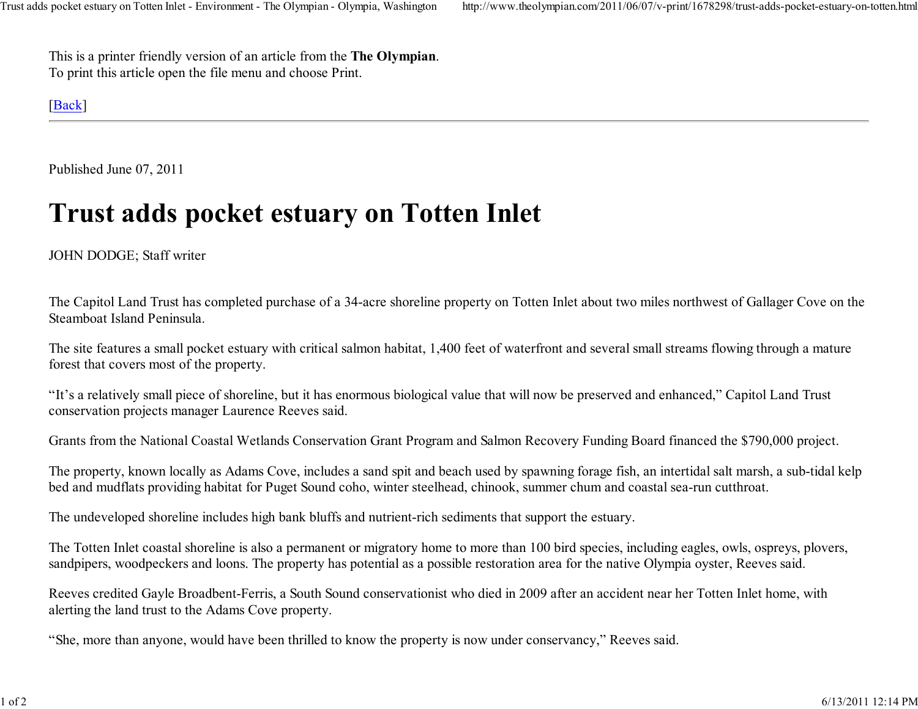This is a printer friendly version of an article from the **The Olympian**.
To print this article open the file menu and choose Print.

[Back]

---

Published June 07, 2011

# Trust adds pocket estuary on Totten Inlet

JOHN DODGE; Staff writer

The Capitol Land Trust has completed purchase of a 34-acre shoreline property on Totten Inlet about two miles northwest of Gallager Cove on the Steamboat Island Peninsula.

The site features a small pocket estuary with critical salmon habitat, 1,400 feet of waterfront and several small streams flowing through a mature forest that covers most of the property.

“It’s a relatively small piece of shoreline, but it has enormous biological value that will now be preserved and enhanced,” Capitol Land Trust conservation projects manager Laurence Reeves said.

Grants from the National Coastal Wetlands Conservation Grant Program and Salmon Recovery Funding Board financed the $790,000 project.

The property, known locally as Adams Cove, includes a sand spit and beach used by spawning forage fish, an intertidal salt marsh, a sub-tidal kelp bed and mudflats providing habitat for Puget Sound coho, winter steelhead, chinook, summer chum and coastal sea-run cutthroat.

The undeveloped shoreline includes high bank bluffs and nutrient-rich sediments that support the estuary.

The Totten Inlet coastal shoreline is also a permanent or migratory home to more than 100 bird species, including eagles, owls, ospreys, plovers, sandpipers, woodpeckers and loons. The property has potential as a possible restoration area for the native Olympia oyster, Reeves said.

Reeves credited Gayle Broadbent-Ferris, a South Sound conservationist who died in 2009 after an accident near her Totten Inlet home, with alerting the land trust to the Adams Cove property.

“She, more than anyone, would have been thrilled to know the property is now under conservancy,” Reeves said.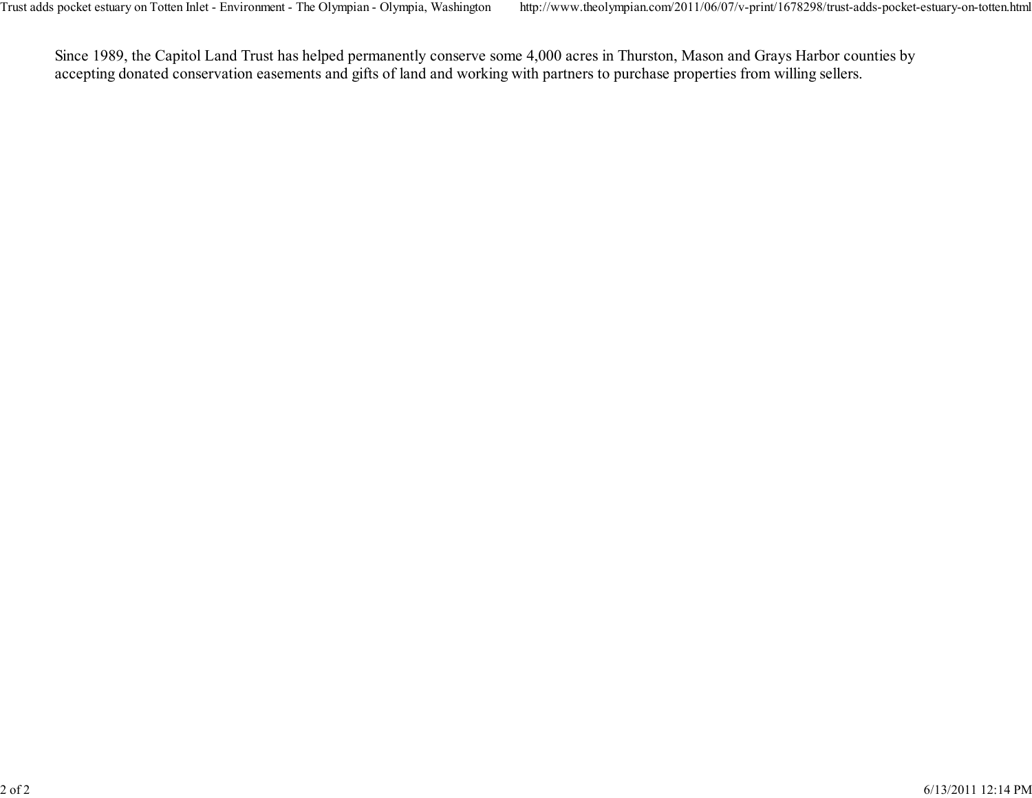Since 1989, the Capitol Land Trust has helped permanently conserve some 4,000 acres in Thurston, Mason and Grays Harbor counties by accepting donated conservation easements and gifts of land and working with partners to purchase properties from willing sellers.